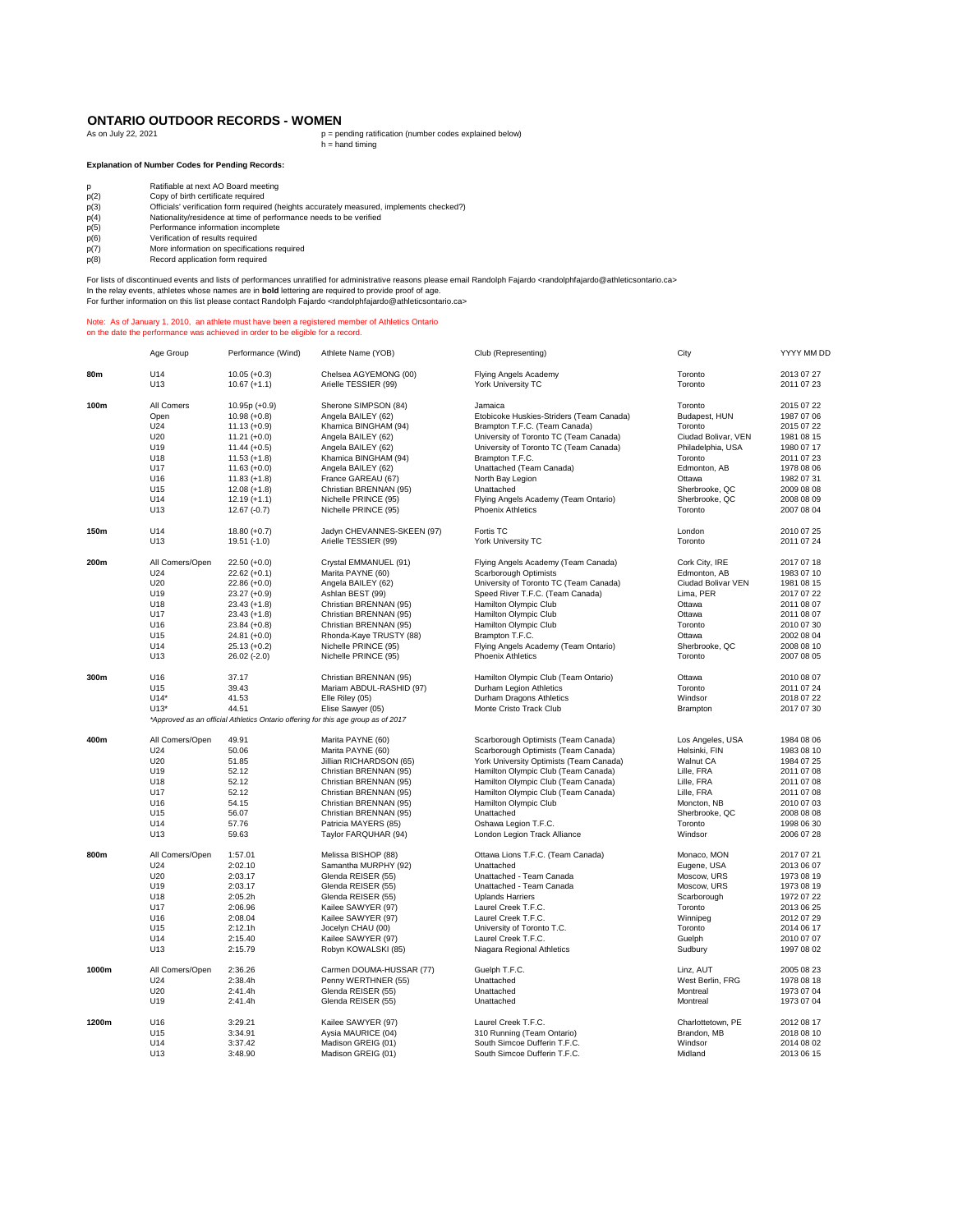# ONTARIO OUTDOOR RECORDS - WOMEN

As on July 22, 2021

p = pending ratification (number codes explained below)
h = hand timing

**Explanation of Number Codes for Pending Records:**

| | |
|---|---|
| p | Ratifiable at next AO Board meeting |
| p(2) | Copy of birth certificate required |
| p(3) | Officials' verification form required (heights accurately measured, implements checked?) |
| p(4) | Nationality/residence at time of performance needs to be verified |
| p(5) | Performance information incomplete |
| p(6) | Verification of results required |
| p(7) | More information on specifications required |
| p(8) | Record application form required |

For lists of discontinued events and lists of performances unratified for administrative reasons please email Randolph Fajardo <randolphfajardo@athleticsontario.ca>
In the relay events, athletes whose names are in **bold** lettering are required to provide proof of age.
For further information on this list please contact Randolph Fajardo <randolphfajardo@athleticsontario.ca>

Note: As of January 1, 2010, an athlete must have been a registered member of Athletics Ontario on the date the performance was achieved in order to be eligible for a record.

| | Age Group | Performance (Wind) | Athlete Name (YOB) | Club (Representing) | City | YYYY MM DD |
|---|---|---|---|---|---|---|
| **80m** | U14 | 10.05 (+0.3) | Chelsea AGYEMONG (00) | Flying Angels Academy | Toronto | 2013 07 27 |
| | U13 | 10.67 (+1.1) | Arielle TESSIER (99) | York University TC | Toronto | 2011 07 23 |
| **100m** | All Comers | 10.95p (+0.9) | Sherone SIMPSON (84) | Jamaica | Toronto | 2015 07 22 |
| | Open | 10.98 (+0.8) | Angela BAILEY (62) | Etobicoke Huskies-Striders (Team Canada) | Budapest, HUN | 1987 07 06 |
| | U24 | 11.13 (+0.9) | Khamica BINGHAM (94) | Brampton T.F.C. (Team Canada) | Toronto | 2015 07 22 |
| | U20 | 11.21 (+0.0) | Angela BAILEY (62) | University of Toronto TC (Team Canada) | Ciudad Bolivar, VEN | 1981 08 15 |
| | U19 | 11.44 (+0.5) | Angela BAILEY (62) | University of Toronto TC (Team Canada) | Philadelphia, USA | 1980 07 17 |
| | U18 | 11.53 (+1.8) | Khamica BINGHAM (94) | Brampton T.F.C. | Toronto | 2011 07 23 |
| | U17 | 11.63 (+0.0) | Angela BAILEY (62) | Unattached (Team Canada) | Edmonton, AB | 1978 08 06 |
| | U16 | 11.83 (+1.8) | France GAREAU (67) | North Bay Legion | Ottawa | 1982 07 31 |
| | U15 | 12.08 (+1.8) | Christian BRENNAN (95) | Unattached | Sherbrooke, QC | 2009 08 08 |
| | U14 | 12.19 (+1.1) | Nichelle PRINCE (95) | Flying Angels Academy (Team Ontario) | Sherbrooke, QC | 2008 08 09 |
| | U13 | 12.67 (-0.7) | Nichelle PRINCE (95) | Phoenix Athletics | Toronto | 2007 08 04 |
| **150m** | U14 | 18.80 (+0.7) | Jadyn CHEVANNES-SKEEN (97) | Fortis TC | London | 2010 07 25 |
| | U13 | 19.51 (-1.0) | Arielle TESSIER (99) | York University TC | Toronto | 2011 07 24 |
| **200m** | All Comers/Open | 22.50 (+0.0) | Crystal EMMANUEL (91) | Flying Angels Academy (Team Canada) | Cork City, IRE | 2017 07 18 |
| | U24 | 22.62 (+0.1) | Marita PAYNE (60) | Scarborough Optimists | Edmonton, AB | 1983 07 10 |
| | U20 | 22.86 (+0.0) | Angela BAILEY (62) | University of Toronto TC (Team Canada) | Ciudad Bolivar VEN | 1981 08 15 |
| | U19 | 23.27 (+0.9) | Ashlan BEST (99) | Speed River T.F.C. (Team Canada) | Lima, PER | 2017 07 22 |
| | U18 | 23.43 (+1.8) | Christian BRENNAN (95) | Hamilton Olympic Club | Ottawa | 2011 08 07 |
| | U17 | 23.43 (+1.8) | Christian BRENNAN (95) | Hamilton Olympic Club | Ottawa | 2011 08 07 |
| | U16 | 23.84 (+0.8) | Christian BRENNAN (95) | Hamilton Olympic Club | Toronto | 2010 07 30 |
| | U15 | 24.81 (+0.0) | Rhonda-Kaye TRUSTY (88) | Brampton T.F.C. | Ottawa | 2002 08 04 |
| | U14 | 25.13 (+0.2) | Nichelle PRINCE (95) | Flying Angels Academy (Team Ontario) | Sherbrooke, QC | 2008 08 10 |
| | U13 | 26.02 (-2.0) | Nichelle PRINCE (95) | Phoenix Athletics | Toronto | 2007 08 05 |
| **300m** | U16 | 37.17 | Christian BRENNAN (95) | Hamilton Olympic Club (Team Ontario) | Ottawa | 2010 08 07 |
| | U15 | 39.43 | Mariam ABDUL-RASHID (97) | Durham Legion Athletics | Toronto | 2011 07 24 |
| | U14* | 41.53 | Elle Riley (05) | Durham Dragons Athletics | Windsor | 2018 07 22 |
| | U13* | 44.51 | Elise Sawyer (05) | Monte Cristo Track Club | Brampton | 2017 07 30 |
| | *Approved as an official Athletics Ontario offering for this age group as of 2017* | | | | | |
| **400m** | All Comers/Open | 49.91 | Marita PAYNE (60) | Scarborough Optimists (Team Canada) | Los Angeles, USA | 1984 08 06 |
| | U24 | 50.06 | Marita PAYNE (60) | Scarborough Optimists (Team Canada) | Helsinki, FIN | 1983 08 10 |
| | U20 | 51.85 | Jillian RICHARDSON (65) | York University Optimists (Team Canada) | Walnut CA | 1984 07 25 |
| | U19 | 52.12 | Christian BRENNAN (95) | Hamilton Olympic Club (Team Canada) | Lille, FRA | 2011 07 08 |
| | U18 | 52.12 | Christian BRENNAN (95) | Hamilton Olympic Club (Team Canada) | Lille, FRA | 2011 07 08 |
| | U17 | 52.12 | Christian BRENNAN (95) | Hamilton Olympic Club (Team Canada) | Lille, FRA | 2011 07 08 |
| | U16 | 54.15 | Christian BRENNAN (95) | Hamilton Olympic Club | Moncton, NB | 2010 07 03 |
| | U15 | 56.07 | Christian BRENNAN (95) | Unattached | Sherbrooke, QC | 2008 08 08 |
| | U14 | 57.76 | Patricia MAYERS (85) | Oshawa Legion T.F.C. | Toronto | 1998 06 30 |
| | U13 | 59.63 | Taylor FARQUHAR (94) | London Legion Track Alliance | Windsor | 2006 07 28 |
| **800m** | All Comers/Open | 1:57.01 | Melissa BISHOP (88) | Ottawa Lions T.F.C. (Team Canada) | Monaco, MON | 2017 07 21 |
| | U24 | 2:02.10 | Samantha MURPHY (92) | Unattached | Eugene, USA | 2013 06 07 |
| | U20 | 2:03.17 | Glenda REISER (55) | Unattached - Team Canada | Moscow, URS | 1973 08 19 |
| | U19 | 2:03.17 | Glenda REISER (55) | Unattached - Team Canada | Moscow, URS | 1973 08 19 |
| | U18 | 2:05.2h | Glenda REISER (55) | Uplands Harriers | Scarborough | 1972 07 22 |
| | U17 | 2:06.96 | Kailee SAWYER (97) | Laurel Creek T.F.C. | Toronto | 2013 06 25 |
| | U16 | 2:08.04 | Kailee SAWYER (97) | Laurel Creek T.F.C. | Winnipeg | 2012 07 29 |
| | U15 | 2:12.1h | Jocelyn CHAU (00) | University of Toronto T.C. | Toronto | 2014 06 17 |
| | U14 | 2:15.40 | Kailee SAWYER (97) | Laurel Creek T.F.C. | Guelph | 2010 07 07 |
| | U13 | 2:15.79 | Robyn KOWALSKI (85) | Niagara Regional Athletics | Sudbury | 1997 08 02 |
| **1000m** | All Comers/Open | 2:36.26 | Carmen DOUMA-HUSSAR (77) | Guelph T.F.C. | Linz, AUT | 2005 08 23 |
| | U24 | 2:38.4h | Penny WERTHNER (55) | Unattached | West Berlin, FRG | 1978 08 18 |
| | U20 | 2:41.4h | Glenda REISER (55) | Unattached | Montreal | 1973 07 04 |
| | U19 | 2:41.4h | Glenda REISER (55) | Unattached | Montreal | 1973 07 04 |
| **1200m** | U16 | 3:29.21 | Kailee SAWYER (97) | Laurel Creek T.F.C. | Charlottetown, PE | 2012 08 17 |
| | U15 | 3:34.91 | Aysia MAURICE (04) | 310 Running (Team Ontario) | Brandon, MB | 2018 08 10 |
| | U14 | 3:37.42 | Madison GREIG (01) | South Simcoe Dufferin T.F.C. | Windsor | 2014 08 02 |
| | U13 | 3:48.90 | Madison GREIG (01) | South Simcoe Dufferin T.F.C. | Midland | 2013 06 15 |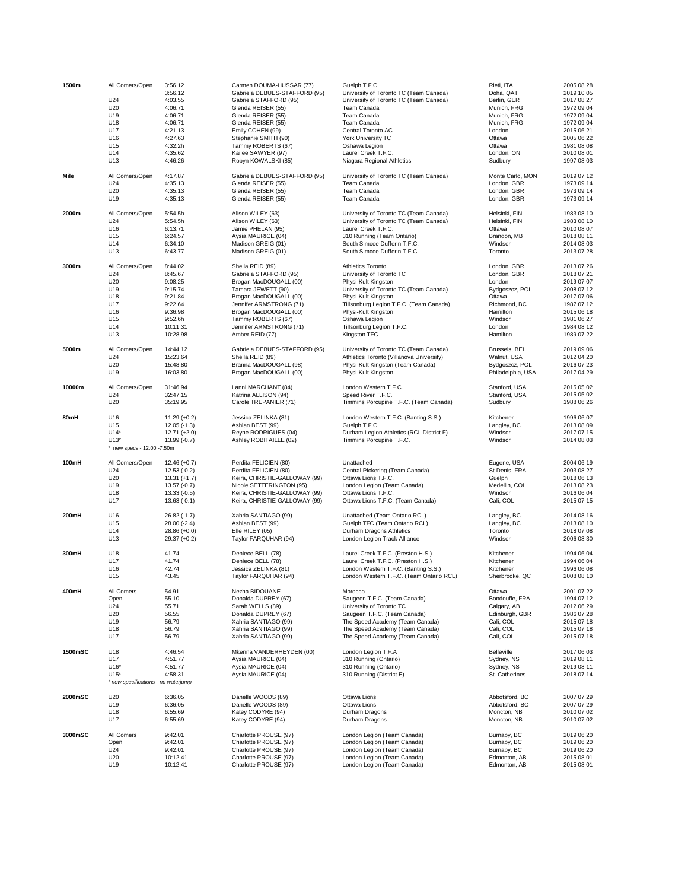| Event | Category | Mark | Athlete | Club | Location | Date |
|---|---|---|---|---|---|---|
| **1500m** | All Comers/Open | 3:56.12 | Carmen DOUMA-HUSSAR (77) | Guelph T.F.C. | Rieti, ITA | 2005 08 28 |
| | | 3:56.12 | Gabriela DEBUES-STAFFORD (95) | University of Toronto TC (Team Canada) | Doha, QAT | 2019 10 05 |
| | U24 | 4:03.55 | Gabriela STAFFORD (95) | University of Toronto TC (Team Canada) | Berlin, GER | 2017 08 27 |
| | U20 | 4:06.71 | Glenda REISER (55) | Team Canada | Munich, FRG | 1972 09 04 |
| | U19 | 4:06.71 | Glenda REISER (55) | Team Canada | Munich, FRG | 1972 09 04 |
| | U18 | 4:06.71 | Glenda REISER (55) | Team Canada | Munich, FRG | 1972 09 04 |
| | U17 | 4:21.13 | Emily COHEN (99) | Central Toronto AC | London | 2015 06 21 |
| | U16 | 4:27.63 | Stephanie SMITH (90) | York University TC | Ottawa | 2005 06 22 |
| | U15 | 4:32.2h | Tammy ROBERTS (67) | Oshawa Legion | Ottawa | 1981 08 08 |
| | U14 | 4:35.62 | Kailee SAWYER (97) | Laurel Creek T.F.C. | London, ON | 2010 08 01 |
| | U13 | 4:46.26 | Robyn KOWALSKI (85) | Niagara Regional Athletics | Sudbury | 1997 08 03 |
| **Mile** | All Comers/Open | 4:17.87 | Gabriela DEBUES-STAFFORD (95) | University of Toronto TC (Team Canada) | Monte Carlo, MON | 2019 07 12 |
| | U24 | 4:35.13 | Glenda REISER (55) | Team Canada | London, GBR | 1973 09 14 |
| | U20 | 4:35.13 | Glenda REISER (55) | Team Canada | London, GBR | 1973 09 14 |
| | U19 | 4:35.13 | Glenda REISER (55) | Team Canada | London, GBR | 1973 09 14 |
| **2000m** | All Comers/Open | 5:54.5h | Alison WILEY (63) | University of Toronto TC (Team Canada) | Helsinki, FIN | 1983 08 10 |
| | U24 | 5:54.5h | Alison WILEY (63) | University of Toronto TC (Team Canada) | Helsinki, FIN | 1983 08 10 |
| | U16 | 6:13.71 | Jamie PHELAN (95) | Laurel Creek T.F.C. | Ottawa | 2010 08 07 |
| | U15 | 6:24.57 | Aysia MAURICE (04) | 310 Running (Team Ontario) | Brandon, MB | 2018 08 11 |
| | U14 | 6:34.10 | Madison GREIG (01) | South Simcoe Dufferin T.F.C. | Windsor | 2014 08 03 |
| | U13 | 6:43.77 | Madison GREIG (01) | South Simcoe Dufferin T.F.C. | Toronto | 2013 07 28 |
| **3000m** | All Comers/Open | 8:44.02 | Sheila REID (89) | Athletics Toronto | London, GBR | 2013 07 26 |
| | U24 | 8:45.67 | Gabriela STAFFORD (95) | University of Toronto TC | London, GBR | 2018 07 21 |
| | U20 | 9:08.25 | Brogan MacDOUGALL (00) | Physi-Kult Kingston | London | 2019 07 07 |
| | U19 | 9:15.74 | Tamara JEWETT (90) | University of Toronto TC (Team Canada) | Bydgoszcz, POL | 2008 07 12 |
| | U18 | 9:21.84 | Brogan MacDOUGALL (00) | Physi-Kult Kingston | Ottawa | 2017 07 06 |
| | U17 | 9:22.64 | Jennifer ARMSTRONG (71) | Tillsonburg Legion T.F.C. (Team Canada) | Richmond, BC | 1987 07 12 |
| | U16 | 9:36.98 | Brogan MacDOUGALL (00) | Physi-Kult Kingston | Hamilton | 2015 06 18 |
| | U15 | 9:52.6h | Tammy ROBERTS (67) | Oshawa Legion | Windsor | 1981 06 27 |
| | U14 | 10:11.31 | Jennifer ARMSTRONG (71) | Tillsonburg Legion T.F.C. | London | 1984 08 12 |
| | U13 | 10:28.98 | Amber REID (77) | Kingston TFC | Hamilton | 1989 07 22 |
| **5000m** | All Comers/Open | 14:44.12 | Gabriela DEBUES-STAFFORD (95) | University of Toronto TC (Team Canada) | Brussels, BEL | 2019 09 06 |
| | U24 | 15:23.64 | Sheila REID (89) | Athletics Toronto (Villanova University) | Walnut, USA | 2012 04 20 |
| | U20 | 15:48.80 | Branna MacDOUGALL (98) | Physi-Kult Kingston (Team Canada) | Bydgoszcz, POL | 2016 07 23 |
| | U19 | 16:03.80 | Brogan MacDOUGALL (00) | Physi-Kult Kingston | Philadelphia, USA | 2017 04 29 |
| **10000m** | All Comers/Open | 31:46.94 | Lanni MARCHANT (84) | London Western T.F.C. | Stanford, USA | 2015 05 02 |
| | U24 | 32:47.15 | Katrina ALLISON (94) | Speed River T.F.C. | Stanford, USA | 2015 05 02 |
| | U20 | 35:19.95 | Carole TREPANIER (71) | Timmins Porcupine T.F.C. (Team Canada) | Sudbury | 1988 06 26 |
| **80mH** | U16 | 11.29 (+0.2) | Jessica ZELINKA (81) | London Western T.F.C. (Banting S.S.) | Kitchener | 1996 06 07 |
| | U15 | 12.05 (-1.3) | Ashlan BEST (99) | Guelph T.F.C. | Langley, BC | 2013 08 09 |
| | U14* | 12.71 (+2.0) | Reyne RODRIGUES (04) | Durham Legion Athletics (RCL District F) | Windsor | 2017 07 15 |
| | U13* | 13.99 (-0.7) | Ashley ROBITAILLE (02) | Timmins Porcupine T.F.C. | Windsor | 2014 08 03 |
| | * new specs - 12.00 -7.50m | | | | | |
| **100mH** | All Comers/Open | 12.46 (+0.7) | Perdita FELICIEN (80) | Unattached | Eugene, USA | 2004 06 19 |
| | U24 | 12.53 (-0.2) | Perdita FELICIEN (80) | Central Pickering (Team Canada) | St-Denis, FRA | 2003 08 27 |
| | U20 | 13.31 (+1.7) | Keira, CHRISTIE-GALLOWAY (99) | Ottawa Lions T.F.C. | Guelph | 2018 06 13 |
| | U19 | 13.57 (-0.7) | Nicole SETTERINGTON (95) | London Legion (Team Canada) | Medellin, COL | 2013 08 23 |
| | U18 | 13.33 (-0.5) | Keira, CHRISTIE-GALLOWAY (99) | Ottawa Lions T.F.C. | Windsor | 2016 06 04 |
| | U17 | 13.63 (-0.1) | Keira, CHRISTIE-GALLOWAY (99) | Ottawa Lions T.F.C. (Team Canada) | Cali, COL | 2015 07 15 |
| **200mH** | U16 | 26.82 (-1.7) | Xahria SANTIAGO (99) | Unattached (Team Ontario RCL) | Langley, BC | 2014 08 16 |
| | U15 | 28.00 (-2.4) | Ashlan BEST (99) | Guelph TFC (Team Ontario RCL) | Langley, BC | 2013 08 10 |
| | U14 | 28.86 (+0.0) | Elle RILEY (05) | Durham Dragons Athletics | Toronto | 2018 07 08 |
| | U13 | 29.37 (+0.2) | Taylor FARQUHAR (94) | London Legion Track Alliance | Windsor | 2006 08 30 |
| **300mH** | U18 | 41.74 | Deniece BELL (78) | Laurel Creek T.F.C. (Preston H.S.) | Kitchener | 1994 06 04 |
| | U17 | 41.74 | Deniece BELL (78) | Laurel Creek T.F.C. (Preston H.S.) | Kitchener | 1994 06 04 |
| | U16 | 42.74 | Jessica ZELINKA (81) | London Western T.F.C. (Banting S.S.) | Kitchener | 1996 06 08 |
| | U15 | 43.45 | Taylor FARQUHAR (94) | London Western T.F.C. (Team Ontario RCL) | Sherbrooke, QC | 2008 08 10 |
| **400mH** | All Comers | 54.91 | Nezha BIDOUANE | Morocco | Ottawa | 2001 07 22 |
| | Open | 55.10 | Donalda DUPREY (67) | Saugeen T.F.C. (Team Canada) | Bondoufle, FRA | 1994 07 12 |
| | U24 | 55.71 | Sarah WELLS (89) | University of Toronto TC | Calgary, AB | 2012 06 29 |
| | U20 | 56.55 | Donalda DUPREY (67) | Saugeen T.F.C. (Team Canada) | Edinburgh, GBR | 1986 07 28 |
| | U19 | 56.79 | Xahria SANTIAGO (99) | The Speed Academy (Team Canada) | Cali, COL | 2015 07 18 |
| | U18 | 56.79 | Xahria SANTIAGO (99) | The Speed Academy (Team Canada) | Cali, COL | 2015 07 18 |
| | U17 | 56.79 | Xahria SANTIAGO (99) | The Speed Academy (Team Canada) | Cali, COL | 2015 07 18 |
| **1500mSC** | U18 | 4:46.54 | Mkenna VANDERHEYDEN (00) | London Legion T.F.A | Belleville | 2017 06 03 |
| | U17 | 4:51.77 | Aysia MAURICE (04) | 310 Running (Ontario) | Sydney, NS | 2019 08 11 |
| | U16* | 4:51.77 | Aysia MAURICE (04) | 310 Running (Ontario) | Sydney, NS | 2019 08 11 |
| | U15* | 4:58.31 | Aysia MAURICE (04) | 310 Running (District E) | St. Catherines | 2018 07 14 |
| | *new specifications - no waterjump* | | | | | |
| **2000mSC** | U20 | 6:36.05 | Danelle WOODS (89) | Ottawa Lions | Abbotsford, BC | 2007 07 29 |
| | U19 | 6:36.05 | Danelle WOODS (89) | Ottawa Lions | Abbotsford, BC | 2007 07 29 |
| | U18 | 6:55.69 | Katey CODYRE (94) | Durham Dragons | Moncton, NB | 2010 07 02 |
| | U17 | 6:55.69 | Katey CODYRE (94) | Durham Dragons | Moncton, NB | 2010 07 02 |
| **3000mSC** | All Comers | 9:42.01 | Charlotte PROUSE (97) | London Legion (Team Canada) | Burnaby, BC | 2019 06 20 |
| | Open | 9:42.01 | Charlotte PROUSE (97) | London Legion (Team Canada) | Burnaby, BC | 2019 06 20 |
| | U24 | 9:42.01 | Charlotte PROUSE (97) | London Legion (Team Canada) | Burnaby, BC | 2019 06 20 |
| | U20 | 10:12.41 | Charlotte PROUSE (97) | London Legion (Team Canada) | Edmonton, AB | 2015 08 01 |
| | U19 | 10:12.41 | Charlotte PROUSE (97) | London Legion (Team Canada) | Edmonton, AB | 2015 08 01 |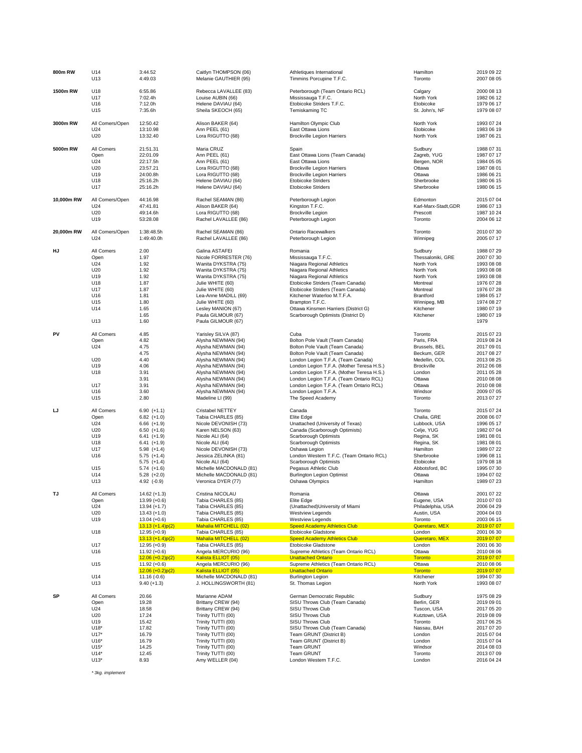| Event | Category | Mark | Athlete | Club | Venue | Date |
|---|---|---|---|---|---|---|
| **800m RW** | U14 | 3:44.52 | Caitlyn THOMPSON (06) | Athletiques International | Hamilton | 2019 09 22 |
| | U13 | 4:49.03 | Melanie GAUTHIER (95) | Timmins Porcupine T.F.C. | Toronto | 2007 08 05 |
| **1500m RW** | U18 | 6:55.86 | Rebecca LAVALLEE (83) | Peterborough (Team Ontario RCL) | Calgary | 2000 08 13 |
| | U17 | 7:02.4h | Louise AUBIN (66) | Mississauga T.F.C. | North York | 1982 06 12 |
| | U16 | 7:12.0h | Helene DAVIAU (64) | Etobicoke Striders T.F.C. | Etobicoke | 1979 06 17 |
| | U15 | 7:35.6h | Sheila SKEOCH (65) | Temiskaming TC | St. John's, NF | 1979 08 07 |
| **3000m RW** | All Comers/Open | 12:50.42 | Alison BAKER (64) | Hamilton Olympic Club | North York | 1993 07 24 |
| | U24 | 13:10.98 | Ann PEEL (61) | East Ottawa Lions | Etobicoke | 1983 06 19 |
| | U20 | 13:32.40 | Lora RIGUTTO (68) | Brockville Legion Harriers | North York | 1987 06 21 |
| **5000m RW** | All Comers | 21:51.31 | Maria CRUZ | Spain | Sudbury | 1988 07 31 |
| | Open | 22:01.09 | Ann PEEL (61) | East Ottawa Lions (Team Canada) | Zagreb, YUG | 1987 07 17 |
| | U24 | 22:17.5h | Ann PEEL (61) | East Ottawa Lions | Bergen, NOR | 1984 05 05 |
| | U20 | 23:57.21 | Lora RIGUTTO (68) | Brockville Legion Harriers | Ottawa | 1987 08 01 |
| | U19 | 24:00.8h | Lora RIGUTTO (68) | Brockville Legion Harriers | Ottawa | 1986 06 21 |
| | U18 | 25:16.2h | Helene DAVIAU (64) | Etobicoke Striders | Sherbrooke | 1980 06 15 |
| | U17 | 25:16.2h | Helene DAVIAU (64) | Etobicoke Striders | Sherbrooke | 1980 06 15 |
| **10,000m RW** | All Comers/Open | 44:16.98 | Rachel SEAMAN (86) | Peterborough Legion | Edmonton | 2015 07 04 |
| | U24 | 47:41.81 | Alison BAKER (64) | Kingston T.F.C. | Karl-Marx-Stadt,GDR | 1986 07 13 |
| | U20 | 49:14.6h | Lora RIGUTTO (68) | Brockville Legion | Prescott | 1987 10 24 |
| | U19 | 53:28.08 | Rachel LAVALLEE (86) | Peterborough Legion | Toronto | 2004 06 12 |
| **20,000m RW** | All Comers/Open | 1:38:48.5h | Rachel SEAMAN (86) | Ontario Racewalkers | Toronto | 2010 07 30 |
| | U24 | 1:49:40.0h | Rachel LAVALLEE (86) | Peterborough Legion | Winnipeg | 2005 07 17 |
| **HJ** | All Comers | 2.00 | Galina ASTAFEI | Romania | Sudbury | 1988 07 29 |
| | Open | 1.97 | Nicole FORRESTER (76) | Mississauga T.F.C. | Thessaloniki, GRE | 2007 07 30 |
| | U24 | 1.92 | Wanita DYKSTRA (75) | Niagara Regional Athletics | North York | 1993 08 08 |
| | U20 | 1.92 | Wanita DYKSTRA (75) | Niagara Regional Athletics | North York | 1993 08 08 |
| | U19 | 1.92 | Wanita DYKSTRA (75) | Niagara Regional Athletics | North York | 1993 08 08 |
| | U18 | 1.87 | Julie WHITE (60) | Etobicoke Striders (Team Canada) | Montreal | 1976 07 28 |
| | U17 | 1.87 | Julie WHITE (60) | Etobicoke Striders (Team Canada) | Montreal | 1976 07 28 |
| | U16 | 1.81 | Lea-Anne MADILL (69) | Kitchener Waterloo M.T.F.A. | Brantford | 1984 05 17 |
| | U15 | 1.80 | Julie WHITE (60) | Brampton T.F.C. | Winnipeg, MB | 1974 08 27 |
| | U14 | 1.65 | Lesley MANION (67) | Ottawa Kinsmen Harriers (District G) | Kitchener | 1980 07 19 |
| | | 1.65 | Paula GILMOUR (67) | Scarborough Optimists (District D) | Kitchener | 1980 07 19 |
| | U13 | 1.60 | Paula GILMOUR (67) | | | 1979 |
| **PV** | All Comers | 4.85 | Yarisley SILVA (87) | Cuba | Toronto | 2015 07 23 |
| | Open | 4.82 | Alysha NEWMAN (94) | Bolton Pole Vault (Team Canada) | Paris, FRA | 2019 08 24 |
| | U24 | 4.75 | Alysha NEWMAN (94) | Bolton Pole Vault (Team Canada) | Brussels, BEL | 2017 09 01 |
| | | 4.75 | Alysha NEWMAN (94) | Bolton Pole Vault (Team Canada) | Beckum, GER | 2017 08 27 |
| | U20 | 4.40 | Alysha NEWMAN (94) | London Legion T.F.A. (Team Canada) | Medellin, COL | 2013 08 25 |
| | U19 | 4.06 | Alysha NEWMAN (94) | London Legion T.F.A. (Mother Teresa H.S.) | Brockville | 2012 06 08 |
| | U18 | 3.91 | Alysha NEWMAN (94) | London Legion T.F.A. (Mother Teresa H.S.) | London | 2011 05 28 |
| | | 3.91 | Alysha NEWMAN (94) | London Legion T.F.A. (Team Ontario RCL) | Ottawa | 2010 08 08 |
| | U17 | 3.91 | Alysha NEWMAN (94) | London Legion T.F.A. (Team Ontario RCL) | Ottawa | 2010 08 08 |
| | U16 | 3.60 | Alysha NEWMAN (94) | London Legion T.F.A. | Windsor | 2009 07 05 |
| | U15 | 2.80 | Madeline LI (99) | The Speed Academy | Toronto | 2013 07 27 |
| **LJ** | All Comers | 6.90 (+1.1) | Cristabel NETTEY | Canada | Toronto | 2015 07 24 |
| | Open | 6.82 (+1.0) | Tabia CHARLES (85) | Elite Edge | Chalia, GRE | 2008 06 07 |
| | U24 | 6.66 (+1.9) | Nicole DEVONISH (73) | Unattached (University of Texas) | Lubbock, USA | 1996 05 17 |
| | U20 | 6.50 (+1.6) | Karen NELSON (63) | Canada (Scarborough Optimists) | Celje, YUG | 1982 07 04 |
| | U19 | 6.41 (+1.9) | Nicole ALI (64) | Scarborough Optimists | Regina, SK | 1981 08 01 |
| | U18 | 6.41 (+1.9) | Nicole ALI (64) | Scarborough Optimists | Regina, SK | 1981 08 01 |
| | U17 | 5.98 (+1.4) | Nicole DEVONISH (73) | Oshawa Legion | Hamilton | 1989 07 22 |
| | U16 | 5.75 (+1.4) | Jessica ZELINKA (81) | London Western T.F.C. (Team Ontario RCL) | Sherbrooke | 1996 08 11 |
| | | 5.75 (+1.4) | Nicole ALI (64) | Scarborough Optimists | Etobicoke | 1979 08 18 |
| | U15 | 5.74 (+1.6) | Michelle MACDONALD (81) | Pegasus Athletic Club | Abbotsford, BC | 1995 07 30 |
| | U14 | 5.28 (+2.0) | Michelle MACDONALD (81) | Burlington Legion Optimist | Ottawa | 1994 07 02 |
| | U13 | 4.92 (-0.9) | Veronica DYER (77) | Oshawa Olympics | Hamilton | 1989 07 23 |
| **TJ** | All Comers | 14.62 (+1.3) | Cristina NICOLAU | Romania | Ottawa | 2001 07 22 |
| | Open | 13.99 (+0.6) | Tabia CHARLES (85) | Elite Edge | Eugene, USA | 2010 07 03 |
| | U24 | 13.94 (+1.7) | Tabia CHARLES (85) | (Unattached)University of Miami | Philadelphia, USA | 2006 04 29 |
| | U20 | 13.43 (+1.0) | Tabia CHARLES (85) | Westview Legends | Austin, USA | 2004 04 03 |
| | U19 | 13.04 (+0.6) | Tabia CHARLES (85) | Westview Legends | Toronto | 2003 06 15 |
| | | 13.13 (+1.4)p(2) | Mahalia MITCHELL (02) | Speed Academy Athletics Club | Queretaro, MEX | 2019 07 07 |
| | U18 | 12.95 (+0.9) | Tabia CHARLES (85) | Etobicoke Gladstone | London | 2001 06 30 |
| | | 13.13 (+1.4)p(2) | Mahalia MITCHELL (02) | Speed Academy Athletics Club | Queretaro, MEX | 2019 07 07 |
| | U17 | 12.95 (+0.9) | Tabia CHARLES (85) | Etobicoke Gladstone | London | 2001 06 30 |
| | U16 | 11.92 (+0.6) | Angela MERCURIO (96) | Supreme Athletics (Team Ontario RCL) | Ottawa | 2010 08 06 |
| | | 12.06 (+0.2)p(2) | Kalista ELLIOT (05) | Unattached Ontario | Toronto | 2019 07 07 |
| | U15 | 11.92 (+0.6) | Angela MERCURIO (96) | Supreme Athletics (Team Ontario RCL) | Ottawa | 2010 08 06 |
| | | 12.06 (+0.2)p(2) | Kalista ELLIOT (05) | Unattached Ontario | Toronto | 2019 07 07 |
| | U14 | 11.16 (-0.6) | Michelle MACDONALD (81) | Burlington Legion | Kitchener | 1994 07 30 |
| | U13 | 9.40 (+1.3) | J. HOLLINGSWORTH (81) | St. Thomas Legion | North York | 1993 08 07 |
| **SP** | All Comers | 20.66 | Marianne ADAM | German Democratic Republic | Sudbury | 1975 08 29 |
| | Open | 19.28 | Brittany CREW (94) | SISU Throws Club (Team Canada) | Berlin, GER | 2019 09 01 |
| | U24 | 18.58 | Brittany CREW (94) | SISU Throws Club | Tuscon, USA | 2017 05 20 |
| | U20 | 17.24 | Trinity TUTTI (00) | SISU Throws Club | Kutztown, USA | 2019 08 09 |
| | U19 | 15.42 | Trinity TUTTI (00) | SISU Throws Club | Toronto | 2017 06 25 |
| | U18* | 17.82 | Trinity TUTTI (00) | SISU Throws Club (Team Canada) | Nassau, BAH | 2017 07 20 |
| | U17* | 16.79 | Trinity TUTTI (00) | Team GRUNT (District B) | London | 2015 07 04 |
| | U16* | 16.79 | Trinity TUTTI (00) | Team GRUNT (District B) | London | 2015 07 04 |
| | U15* | 14.25 | Trinity TUTTI (00) | Team GRUNT | Windsor | 2014 08 03 |
| | U14* | 12.45 | Trinity TUTTI (00) | Team GRUNT | Toronto | 2013 07 09 |
| | U13* | 8.93 | Amy WELLER (04) | London Western T.F.C. | London | 2016 04 24 |

*\* 3kg. implement*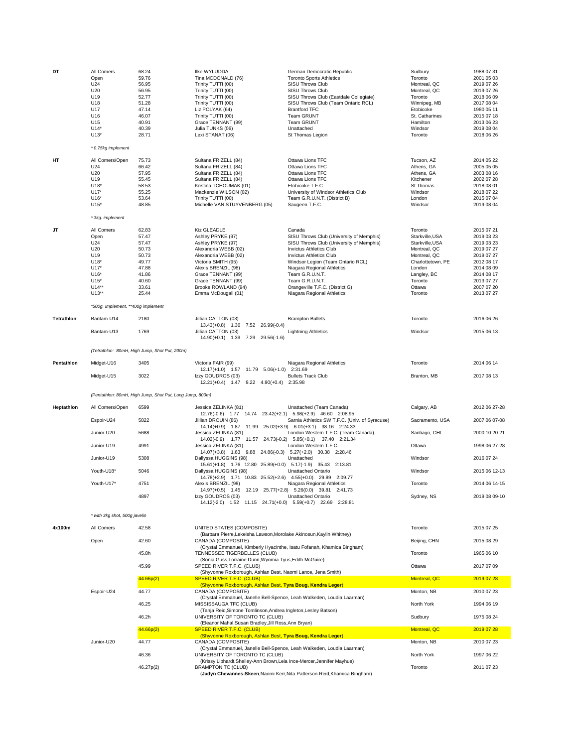| Event | Category | Mark | Athlete | Club | Location | Date |
|---|---|---|---|---|---|---|
| **DT** | All Comers | 68.24 | Ilke WYLUDDA | German Democratic Republic | Sudbury | 1988 07 31 |
| | Open | 59.76 | Tina MCDONALD (76) | Toronto Sports Athletics | Toronto | 2001 05 03 |
| | U24 | 56.95 | Trinity TUTTI (00) | SISU Throws Club | Montreal, QC | 2019 07 26 |
| | U20 | 56.95 | Trinity TUTTI (00) | SISU Throws Club | Montreal, QC | 2019 07 26 |
| | U19 | 52.77 | Trinity TUTTI (00) | SISU Throws Club (Eastdale Collegiate) | Toronto | 2018 06 09 |
| | U18 | 51.28 | Trinity TUTTI (00) | SISU Throws Club (Team Ontario RCL) | Winnipeg, MB | 2017 08 04 |
| | U17 | 47.14 | Liz POLYAK (64) | Brantford TFC | Etobicoke | 1980 05 11 |
| | U16 | 46.07 | Trinity TUTTI (00) | Team GRUNT | St. Catharines | 2015 07 18 |
| | U15 | 40.91 | Grace TENNANT (99) | Team GRUNT | Hamilton | 2013 06 23 |
| | U14* | 40.39 | Julia TUNKS (06) | Unattached | Windsor | 2019 08 04 |
| | U13* | 28.71 | Lexi STANAT (06) | St Thomas Legion | Toronto | 2018 06 26 |
| | *\* 0.75kg implement* | | | | | |
| **HT** | All Comers/Open | 75.73 | Sultana FRIZELL (84) | Ottawa Lions TFC | Tucson, AZ | 2014 05 22 |
| | U24 | 66.42 | Sultana FRIZELL (84) | Ottawa Lions TFC | Athens, GA | 2005 05 05 |
| | U20 | 57.95 | Sultana FRIZELL (84) | Ottawa Lions TFC | Athens, GA | 2003 08 16 |
| | U19 | 55.45 | Sultana FRIZELL (84) | Ottawa Lions TFC | Kitchener | 2002 07 28 |
| | U18* | 58.53 | Kristina TCHOUMAK (01) | Etobicoke T.F.C. | St Thomas | 2018 08 01 |
| | U17* | 55.25 | Mackenzie WILSON (02) | University of Windsor Athletics Club | Windsor | 2018 07 22 |
| | U16* | 53.64 | Trinity TUTTI (00) | Team G.R.U.N.T. (District B) | London | 2015 07 04 |
| | U15* | 48.85 | Michelle VAN STUYVENBERG (05) | Saugeen T.F.C. | Windsor | 2019 08 04 |
| | *\* 3kg. implement* | | | | | |
| **JT** | All Comers | 62.83 | Kiz GLEADLE | Canada | Toronto | 2015 07 21 |
| | Open | 57.47 | Ashley PRYKE (97) | SISU Throws Club (University of Memphis) | Starkville,USA | 2019 03 23 |
| | U24 | 57.47 | Ashley PRYKE (97) | SISU Throws Club (University of Memphis) | Starkville,USA | 2019 03 23 |
| | U20 | 50.73 | Alexandria WEBB (02) | Invictus Athletics Club | Montreal, QC | 2019 07 27 |
| | U19 | 50.73 | Alexandria WEBB (02) | Invictus Athletics Club | Montreal, QC | 2019 07 27 |
| | U18* | 49.77 | Victoria SMITH (95) | Windsor Legion (Team Ontario RCL) | Charlottetown, PE | 2012 08 17 |
| | U17* | 47.88 | Alexis BRENZIL (98) | Niagara Regional Athletics | London | 2014 08 09 |
| | U16* | 41.86 | Grace TENNANT (99) | Team G.R.U.N.T. | Langley, BC | 2014 08 17 |
| | U15* | 40.60 | Grace TENNANT (99) | Team G.R.U.N.T. | Toronto | 2013 07 27 |
| | U14** | 33.61 | Brooke ROWLAND (94) | Orangeville T.F.C. (District G) | Ottawa | 2007 07 20 |
| | U13** | 25.44 | Emma McDougall (01) | Niagara Regional Athletics | Toronto | 2013 07 27 |
| | *\*500g. Implement, \*\*400g implement* | | | | | |
| **Tetrathlon** | Bantam-U14 | 2180 | Jillian CATTON (03)<br>13.43(+0.8) 1.36 7.52 26.99(-0.4) | Brampton Bullets | Toronto | 2016 06 26 |
| | Bantam-U13 | 1769 | Jillian CATTON (03)<br>14.90(+0.1) 1.39 7.29 29.56(-1.6) | Lightning Athletics | Windsor | 2015 06 13 |
| | *(Tetrathlon: 80mH, High Jump, Shot Put, 200m)* | | | | | |
| **Pentathlon** | Midget-U16 | 3405 | Victoria FAIR (99)<br>12.17(+1.0) 1.57 11.79 5.06(+1.0) 2:31.69 | Niagara Regional Athletics | Toronto | 2014 06 14 |
| | Midget-U15 | 3022 | Izzy GOUDROS (03)<br>12.21(+0.4) 1.47 9.22 4.90(+0.4) 2:35.98 | Bullets Track Club | Branton, MB | 2017 08 13 |
| | *(Pentathlon: 80mH, High Jump, Shot Put, Long Jump, 800m)* | | | | | |
| **Heptathlon** | All Comers/Open | 6599 | Jessica ZELINKA (81)<br>12.76(-0.6) 1.77 14.74 23.42(+2.1) 5.98(+2.9) 46.60 2:08.95 | Unattached (Team Canada) | Calgary, AB | 2012 06 27-28 |
| | Espoir-U24 | 5822 | Jillian DROUIN (86)<br>14.14(+0.9) 1.87 11.99 25.02(+3.9) 6.01(+3.1) 38.16 2:24.33 | Sarnia Athletics SW T.F.C. (Univ. of Syracuse) | Sacramento, USA | 2007 06 07-08 |
| | Junior-U20 | 5688 | Jessica ZELINKA (81)<br>14.02(-0.9) 1.77 11.57 24.73(-0.2) 5.85(+0.1) 37.40 2:21.34 | London Western T.F.C. (Team Canada) | Santiago, CHL | 2000 10 20-21 |
| | Junior-U19 | 4991 | Jessica ZELINKA (81)<br>14.07(+3.8) 1.63 9.88 24.86(-0.3) 5.27(+2.0) 30.38 2:28.46 | London Western T.F.C. | Ottawa | 1998 06 27-28 |
| | Junior-U19 | 5308 | Dallyssa HUGGINS (98)<br>15.61(+1.8) 1.76 12.80 25.89(+0.0) 5.17(-1.9) 35.43 2:13.81 | Unattached | Windsor | 2016 07 24 |
| | Youth-U18* | 5046 | Dallyssa HUGGINS (98)<br>14.78(+2.9) 1.71 10.83 25.52(+2.6) 4.55(+0.0) 29.89 2:09.77 | Unattached Ontario | Windsor | 2015 06 12-13 |
| | Youth-U17* | 4751 | Alexis BRENZIL (98)<br>14.97(+0.5) 1.45 12.19 25.77(+2.8) 5.26(0.0) 39.81 2:41.73 | Niagara Regional Athletics | Toronto | 2014 06 14-15 |
| | | 4897 | Izzy GOUDROS (03)<br>14.12(-2.0) 1.52 11.15 24.71(+0.0) 5.59(+0.7) 22.69 2:28.81 | Unattached Ontario | Sydney, NS | 2019 08 09-10 |
| | *\* with 3kg shot, 500g javelin* | | | | | |
| **4x100m** | All Comers | 42.58 | UNITED STATES (COMPOSITE)<br>(Barbara Pierre,Lekeisha Lawson,Morolake Akinosun,Kaylin Whitney) | | Toronto | 2015 07 25 |
| | Open | 42.60 | CANADA (COMPOSITE)<br>(Crystal Emmanuel, Kimberly Hyacinthe, Isatu Fofanah, Khamica Bingham) | | Beijing, CHN | 2015 08 29 |
| | | 45.8h | TENNESSEE TIGERBELLES (CLUB)<br>(Sonia Guss,Lorraine Dunn,Wyomia Tyus,Edith McGuire) | | Toronto | 1965 06 10 |
| | | 45.99 | SPEED RIVER T.F.C. (CLUB)<br>(Shyvonne Roxborough, Ashlan Best, Naomi Lance, Jena Smith) | | Ottawa | 2017 07 09 |
| | | 44.66p(2) | SPEED RIVER T.F.C. (CLUB)<br>(Shyvonne Roxborough, Ashlan Best, **Tyra Boug, Kendra Leger**) | | Montreal, QC | 2019 07 28 |
| | Espoir-U24 | 44.77 | CANADA (COMPOSITE)<br>(Crystal Emmanuel, Janelle Bell-Spence, Leah Walkeden, Loudia Laarman) | | Monton, NB | 2010 07 23 |
| | | 46.25 | MISSISSAUGA TFC (CLUB)<br>(Tanja Reid,Simone Tomlinson,Andrea Ingleton,Lesley Batson) | | North York | 1994 06 19 |
| | | 46.2h | UNIVERSITY OF TORONTO TC (CLUB)<br>(Eleanor Mahal,Susan Bradley,Jill Ross,Ann Bryan) | | Sudbury | 1975 08 24 |
| | | 44.66p(2) | SPEED RIVER T.F.C. (CLUB)<br>(Shyvonne Roxborough, Ashlan Best, **Tyra Boug, Kendra Leger**) | | Montreal, QC | 2019 07 28 |
| | Junior-U20 | 44.77 | CANADA (COMPOSITE)<br>(Crystal Emmanuel, Janelle Bell-Spence, Leah Walkeden, Loudia Laarman) | | Monton, NB | 2010 07 23 |
| | | 46.36 | UNIVERSITY OF TORONTO TC (CLUB)<br>(Krissy Liphardt,Shelley-Ann Brown,Leia Ince-Mercer,Jennifer Mayhue) | | North York | 1997 06 22 |
| | | 46.27p(2) | BRAMPTON TC (CLUB)<br>(**Jadyn Chevannes-Skeen**,Naomi Kerr,Nita Patterson-Reid,Khamica Bingham) | | Toronto | 2011 07 23 |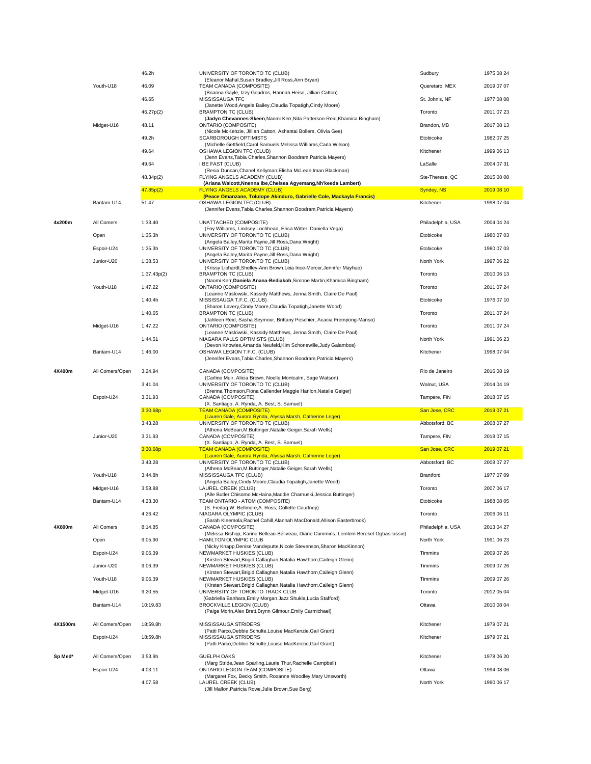| Event | Category | Mark | Team / Athletes | Location | Date |
|---|---|---|---|---|---|
| | | 46.2h | UNIVERSITY OF TORONTO TC (CLUB) (Eleanor Mahal,Susan Bradley,Jill Ross,Ann Bryan) | Sudbury | 1975 08 24 |
| | Youth-U18 | 46.09 | TEAM CANADA (COMPOSITE) (Brianna Gayle, Izzy Goudros, Hannah Heise, Jillian Catton) | Queretaro, MEX | 2019 07 07 |
| | | 46.65 | MISSISSAUGA TFC (Janette Wood,Angela Bailey,Claudia Topatigh,Cindy Moore) | St. John's, NF | 1977 08 08 |
| | | 46.27p(2) | BRAMPTON TC (CLUB) (**Jadyn Chevannes-Skeen**,Naomi Kerr,Nita Patterson-Reid,Khamica Bingham) | Toronto | 2011 07 23 |
| | Midget-U16 | 48.11 | ONTARIO (COMPOSITE) (Nicole McKenzie, Jillian Catton, Ashantai Bollers, Olivia Gee) | Brandon, MB | 2017 08 13 |
| | | 49.2h | SCARBOROUGH OPTIMISTS (Michelle Gettfield,Carol Samuels,Melissa Williams,Carla Wilson) | Etobicoke | 1982 07 25 |
| | | 49.64 | OSHAWA LEGION TFC (CLUB) (Jenn Evans,Tabia Charles,Shannon Boodram,Patricia Mayers) | Kitchener | 1999 06 13 |
| | | 49.64 | I BE FAST (CLUB) (Resia Duncan,Chanel Kellyman,Elisha McLean,Iman Blackman) | LaSalle | 2004 07 31 |
| | | 48.34p(2) | FLYING ANGELS ACADEMY (CLUB) **(Ariana Walcott,Nnenna Ibe,Chelsea Agyemang,Nh'keeda Lambert)** | Ste-Therese, QC | 2015 08 08 |
| | | 47.85p(2) | FLYING ANGELS ACADEMY (CLUB) **(Peace Omanzane, Tolulope Akinduro, Gabrielle Cole, Mackayla Francis)** | Syndey, NS | 2019 08 10 |
| | Bantam-U14 | 51.47 | OSHAWA LEGION TFC (CLUB) (Jennifer Evans,Tabia Charles,Shannon Boodram,Patricia Mayers) | Kitchener | 1998 07 04 |
| 4x200m | All Comers | 1:33.40 | UNATTACHED (COMPOSITE) (Foy Williams, Lindsey Lochhead, Erica Witter, Daniella Vega) | Philadelphia, USA | 2004 04 24 |
| | Open | 1:35.3h | UNIVERSITY OF TORONTO TC (CLUB) (Angela Bailey,Marita Payne,Jill Ross,Dana Wright) | Etobicoke | 1980 07 03 |
| | Espoir-U24 | 1:35.3h | UNIVERSITY OF TORONTO TC (CLUB) (Angela Bailey,Marita Payne,Jill Ross,Dana Wright) | Etobicoke | 1980 07 03 |
| | Junior-U20 | 1:38.53 | UNIVERSITY OF TORONTO TC (CLUB) (Krissy Liphardt,Shelley-Ann Brown,Leia Ince-Mercer,Jennifer Mayhue) | North York | 1997 06 22 |
| | | 1:37.43p(2) | BRAMPTON TC (CLUB) (Naomi Kerr,**Daniela Anana-Bediakoh**,Simone Martin,Khamica Bingham) | Toronto | 2010 06 13 |
| | Youth-U18 | 1:47.22 | ONTARIO (COMPOSITE) (Leanne Maslowski, Kassidy Matthews, Jenna Smith, Claire De Paul) | Toronto | 2011 07 24 |
| | | 1:40.4h | MISSISSAUGA T.F.C. (CLUB) (Sharon Lavery,Cindy Moore,Claudia Topatigh,Janette Wood) | Etobicoke | 1976 07 10 |
| | | 1:40.65 | BRAMPTON TC (CLUB) (Jahleen Reid, Sasha Seymour, Brittany Peschier, Acacia Frempong-Manso) | Toronto | 2011 07 24 |
| | Midget-U16 | 1:47.22 | ONTARIO (COMPOSITE) (Leanne Maslowski, Kassidy Matthews, Jenna Smith, Claire De Paul) | Toronto | 2011 07 24 |
| | | 1:44.51 | NIAGARA FALLS OPTIMISTS (CLUB) (Devon Knowles,Amanda Neufeld,Kim Schonewille,Judy Galambos) | North York | 1991 06 23 |
| | Bantam-U14 | 1:46.00 | OSHAWA LEGION T.F.C. (CLUB) (Jennifer Evans,Tabia Charles,Shannon Boodram,Patricia Mayers) | Kitchener | 1998 07 04 |
| 4X400m | All Comers/Open | 3:24.94 | CANADA (COMPOSITE) (Carline Muir, Alicia Brown, Noelle Montcalm, Sage Watson) | Rio de Janeiro | 2016 08 19 |
| | | 3:41.04 | UNIVERSITY OF TORONTO TC (CLUB) (Brenna Thomson,Fiona Callender,Maggie Hanlon,Natalie Geiger) | Walnut, USA | 2014 04 19 |
| | Espoir-U24 | 3.31.93 | CANADA (COMPOSITE) (X. Santiago, A. Rynda, A. Best, S. Samuel) | Tampere, FIN | 2018 07 15 |
| | | 3:30.68p | TEAM CANADA (COMPOSITE) (Lauren Gale, Aurora Rynda, Alyssa Marsh, Catherine Leger) | San Jose, CRC | 2019 07 21 |
| | | 3:43.28 | UNIVERSITY OF TORONTO TC (CLUB) (Athena McBean,M.Buttinger,Natalie Geiger,Sarah Wells) | Abbotsford, BC | 2008 07 27 |
| | Junior-U20 | 3.31.93 | CANADA (COMPOSITE) (X. Santiago, A. Rynda, A. Best, S. Samuel) | Tampere, FIN | 2018 07 15 |
| | | 3:30.68p | TEAM CANADA (COMPOSITE) (Lauren Gale, Aurora Rynda, Alyssa Marsh, Catherine Leger) | San Jose, CRC | 2019 07 21 |
| | | 3:43.28 | UNIVERSITY OF TORONTO TC (CLUB) (Athena McBean,M.Buttinger,Natalie Geiger,Sarah Wells) | Abbotsford, BC | 2008 07 27 |
| | Youth-U18 | 3:44.8h | MISSISSAUGA TFC (CLUB) (Angela Bailey,Cindy Moore,Claudia Topatigh,Janette Wood) | Brantford | 1977 07 09 |
| | Midget-U16 | 3:58.88 | LAUREL CREEK (CLUB) (Alle Butler,Chisomo McHaina,Maddie Chamuski,Jessica Buttinger) | Toronto | 2007 06 17 |
| | Bantam-U14 | 4:23.30 | TEAM ONTARIO - ATOM (COMPOSITE) (S. Freitag,W. Bellmore,A. Ross, Collette Courtney) | Etobicoke | 1988 08 05 |
| | | 4:26.42 | NIAGARA OLYMPIC (CLUB) (Sarah Kleemola,Rachel Cahill,Alannah MacDonald,Allison Easterbrook) | Toronto | 2006 06 11 |
| 4X800m | All Comers | 8:14.85 | CANADA (COMPOSITE) (Melissa Bishop, Karine Belleau-Béliveau, Diane Cummins, Lemlem Bereket Ogbasilassie) | Philadelphia, USA | 2013 04 27 |
| | Open | 9:05.90 | HAMILTON OLYMPIC CLUB (Nicky Knapp,Denise Vandeputte,Nicole Stevenson,Sharon MacKinnon) | North York | 1991 06 23 |
| | Espoir-U24 | 9:06.39 | NEWMARKET HUSKIES (CLUB) (Kirsten Stewart,Brigid Callaghan,Natalia Hawthorn,Caileigh Glenn) | Timmins | 2009 07 26 |
| | Junior-U20 | 9:06.39 | NEWMARKET HUSKIES (CLUB) (Kirsten Stewart,Brigid Callaghan,Natalia Hawthorn,Caileigh Glenn) | Timmins | 2009 07 26 |
| | Youth-U18 | 9:06.39 | NEWMARKET HUSKIES (CLUB) (Kirsten Stewart,Brigid Callaghan,Natalia Hawthorn,Caileigh Glenn) | Timmins | 2009 07 26 |
| | Midget-U16 | 9:20.55 | UNIVERSITY OF TORONTO TRACK CLUB (Gabriella Banhara,Emily Morgan,Jazz Shukla,Lucia Stafford) | Toronto | 2012 05 04 |
| | Bantam-U14 | 10:19.83 | BROCKVILLE LEGION (CLUB) (Paige Morin,Alex Brett,Brynn Gilmour,Emily Carmichael) | Ottawa | 2010 08 04 |
| 4X1500m | All Comers/Open | 18:59.8h | MISSISSAUGA STRIDERS (Patti Parco,Debbie Schulte,Louise MacKenzie,Gail Grant) | Kitchener | 1979 07 21 |
| | Espoir-U24 | 18:59.8h | MISSISSAUGA STRIDERS (Patti Parco,Debbie Schulte,Louise MacKenzie,Gail Grant) | Kitchener | 1979 07 21 |
| Sp Med* | All Comers/Open | 3:53.9h | GUELPH OAKS (Marg Stride,Jean Sparling,Laurie Thur,Rachelle Campbell) | Kitchener | 1978 06 20 |
| | Espoir-U24 | 4:03.11 | ONTARIO LEGION TEAM (COMPOSITE) (Margaret Fox, Becky Smith, Roxanne Woodley,Mary Unsworth) | Ottawa | 1994 08 06 |
| | | 4:07.58 | LAUREL CREEK (CLUB) (Jill Mallon,Patricia Rowe,Julie Brown,Sue Berg) | North York | 1990 06 17 |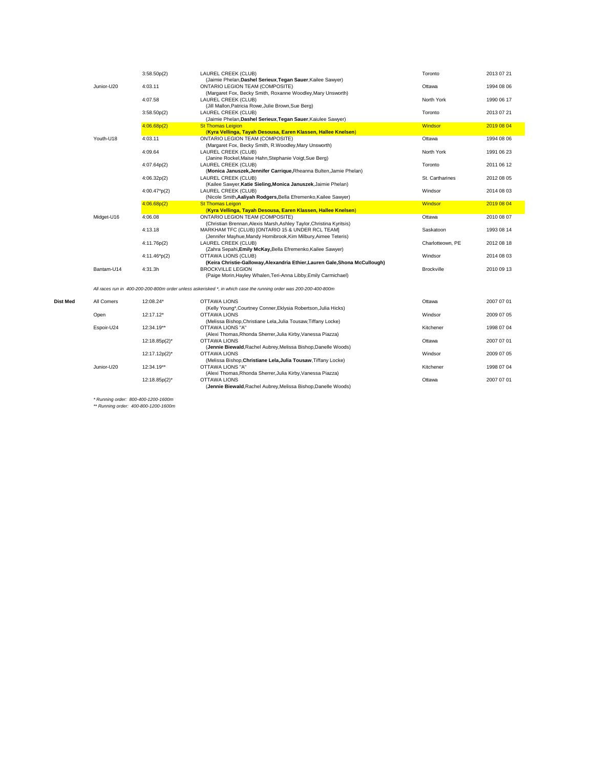| | | | | | |
|---|---|---|---|---|---|
| | | 3:58.50p(2) | LAUREL CREEK (CLUB)<br>(Jaimie Phelan,**Dashel Serieux**,**Tegan Sauer**,Kailee Sawyer) | Toronto | 2013 07 21 |
| | Junior-U20 | 4:03.11 | ONTARIO LEGION TEAM (COMPOSITE)<br>(Margaret Fox, Becky Smith, Roxanne Woodley,Mary Unsworth) | Ottawa | 1994 08 06 |
| | | 4:07.58 | LAUREL CREEK (CLUB)<br>(Jill Mallon,Patricia Rowe,Julie Brown,Sue Berg) | North York | 1990 06 17 |
| | | 3:58.50p(2) | LAUREL CREEK (CLUB)<br>(Jaimie Phelan,**Dashel Serieux**,**Tegan Sauer**,Kaiulee Sawyer) | Toronto | 2013 07 21 |
| | | 4:06.68p(2) | St Thomas Leigion<br>(**Kyra Vellinga, Tayah Desousa, Earen Klassen, Hallee Knelsen**) | Windsor | 2019 08 04 |
| | Youth-U18 | 4:03.11 | ONTARIO LEGION TEAM (COMPOSITE)<br>(Margaret Fox, Becky Smith, R.Woodley,Mary Unsworth) | Ottawa | 1994 08 06 |
| | | 4:09.64 | LAUREL CREEK (CLUB)<br>(Janine Rockel,Maise Hahn,Stephanie Voigt,Sue Berg) | North York | 1991 06 23 |
| | | 4:07.64p(2) | LAUREL CREEK (CLUB)<br>(**Monica Januszek,Jennifer Carrique,**Rheanna Bulten,Jamie Phelan) | Toronto | 2011 06 12 |
| | | 4:06.32p(2) | LAUREL CREEK (CLUB)<br>(Kailee Sawyer,**Katie Sieling,Monica Januszek**,Jaimie Phelan) | St. Cartharines | 2012 08 05 |
| | | 4:00.47*p(2) | LAUREL CREEK (CLUB)<br>(Nicole Smith,**Aaliyah Rodgers,**Bella Efremenko,Kailee Sawyer) | Windsor | 2014 08 03 |
| | | 4:06.68p(2) | St Thomas Leigon<br>(**Kyra Vellinga, Tayah Desousa, Earen Klassen, Hallee Knelsen**) | Windsor | 2019 08 04 |
| | Midget-U16 | 4:06.08 | ONTARIO LEGION TEAM (COMPOSITE)<br>(Christian Brennan,Alexis Marsh,Ashley Taylor,Christina Kyritsis) | Ottawa | 2010 08 07 |
| | | 4:13.18 | MARKHAM TFC (CLUB) [ONTARIO 15 & UNDER RCL TEAM]<br>(Jennifer Mayhue,Mandy Hornibrook,Kim Milbury,Aimee Teteris) | Saskatoon | 1993 08 14 |
| | | 4:11.76p(2) | LAUREL CREEK (CLUB)<br>(Zahra Sepahi,**Emily McKay,**Bella Efremenko,Kailee Sawyer) | Charlotteown, PE | 2012 08 18 |
| | | 4:11.46*p(2) | OTTAWA LIONS (CLUB)<br>**(Keira Christie-Galloway,Alexandria Ethier,Lauren Gale,Shona McCullough)** | Windsor | 2014 08 03 |
| | Bantam-U14 | 4:31.3h | BROCKVILLE LEGION<br>(Paige Morin,Hayley Whalen,Teri-Anna Libby,Emily Carmichael) | Brockville | 2010 09 13 |

*All races run in 400-200-200-800m order unless askerisked \*, in which case the running order was 200-200-400-800m*

| | | | | | |
|---|---|---|---|---|---|
| **Dist Med** | All Comers | 12:08.24* | OTTAWA LIONS<br>(Kelly Young*,Courtney Conner,Eklysia Robertson,Julia Hicks) | Ottawa | 2007 07 01 |
| | Open | 12:17.12* | OTTAWA LIONS<br>(Melissa Bishop,Christiane Lela,Julia Tousaw,Tiffany Locke) | Windsor | 2009 07 05 |
| | Espoir-U24 | 12:34.19** | OTTAWA LIONS "A"<br>(Alexi Thomas,Rhonda Sherrer,Julia Kirby,Vanessa Piazza) | Kitchener | 1998 07 04 |
| | | 12:18.85p(2)* | OTTAWA LIONS<br>(**Jennie Biewald**,Rachel Aubrey,Melissa Bishop,Danelle Woods) | Ottawa | 2007 07 01 |
| | | 12:17.12p(2)* | OTTAWA LIONS<br>(Melissa Bishop,**Christiane Lela,Julia Tousaw**,Tiffany Locke) | Windsor | 2009 07 05 |
| | Junior-U20 | 12:34.19** | OTTAWA LIONS "A"<br>(Alexi Thomas,Rhonda Sherrer,Julia Kirby,Vanessa Piazza) | Kitchener | 1998 07 04 |
| | | 12:18.85p(2)* | OTTAWA LIONS<br>(**Jennie Biewald**,Rachel Aubrey,Melissa Bishop,Danelle Woods) | Ottawa | 2007 07 01 |

*\* Running order: 800-400-1200-1600m*
*\*\* Running order: 400-800-1200-1600m*